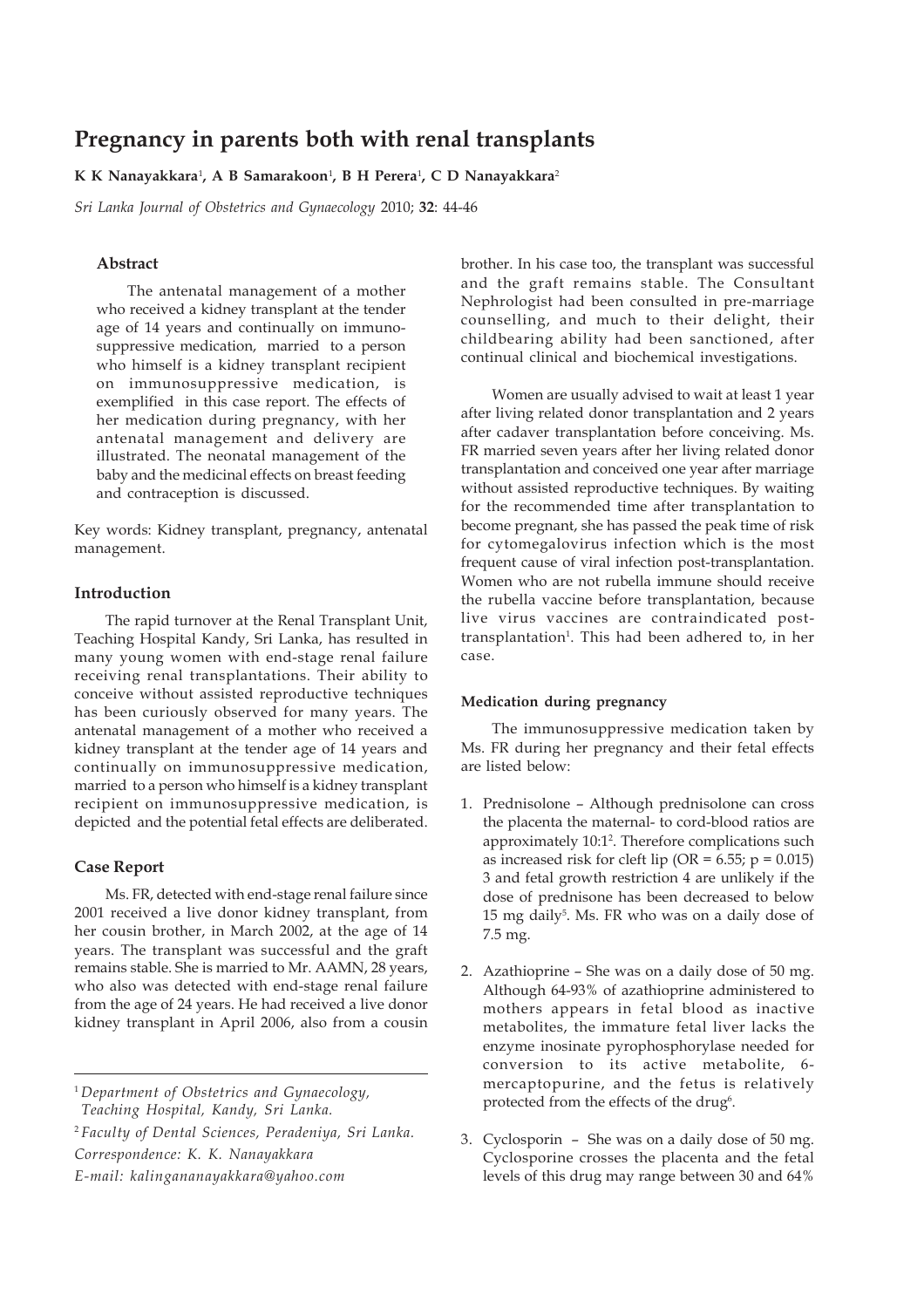# Pregnancy in parents both with renal transplants

**K K Nanayakkara[1], A B Samarakoon[1], B H Perera[1], C D Nanayakkara[2]**

*Sri Lanka Journal of Obstetrics and Gynaecology* 2010; **32**: 44-46

### Abstract

The antenatal management of a mother who received a kidney transplant at the tender age of 14 years and continually on immunosuppressive medication, married to a person who himself is a kidney transplant recipient on immunosuppressive medication, is exemplified in this case report. The effects of her medication during pregnancy, with her antenatal management and delivery are illustrated. The neonatal management of the baby and the medicinal effects on breast feeding and contraception is discussed.

Key words: Kidney transplant, pregnancy, antenatal management.

### Introduction

The rapid turnover at the Renal Transplant Unit, Teaching Hospital Kandy, Sri Lanka, has resulted in many young women with end-stage renal failure receiving renal transplantations. Their ability to conceive without assisted reproductive techniques has been curiously observed for many years. The antenatal management of a mother who received a kidney transplant at the tender age of 14 years and continually on immunosuppressive medication, married to a person who himself is a kidney transplant recipient on immunosuppressive medication, is depicted and the potential fetal effects are deliberated.

### Case Report

Ms. FR, detected with end-stage renal failure since 2001 received a live donor kidney transplant, from her cousin brother, in March 2002, at the age of 14 years. The transplant was successful and the graft remains stable. She is married to Mr. AAMN, 28 years, who also was detected with end-stage renal failure from the age of 24 years. He had received a live donor kidney transplant in April 2006, also from a cousin brother. In his case too, the transplant was successful and the graft remains stable. The Consultant Nephrologist had been consulted in pre-marriage counselling, and much to their delight, their childbearing ability had been sanctioned, after continual clinical and biochemical investigations.

Women are usually advised to wait at least 1 year after living related donor transplantation and 2 years after cadaver transplantation before conceiving. Ms. FR married seven years after her living related donor transplantation and conceived one year after marriage without assisted reproductive techniques. By waiting for the recommended time after transplantation to become pregnant, she has passed the peak time of risk for cytomegalovirus infection which is the most frequent cause of viral infection post-transplantation. Women who are not rubella immune should receive the rubella vaccine before transplantation, because live virus vaccines are contraindicated post-transplantation[1]. This had been adhered to, in her case.

#### Medication during pregnancy

The immunosuppressive medication taken by Ms. FR during her pregnancy and their fetal effects are listed below:

1. Prednisolone – Although prednisolone can cross the placenta the maternal- to cord-blood ratios are approximately 10:1[2]. Therefore complications such as increased risk for cleft lip (OR = 6.55; $p = 0.015$) 3 and fetal growth restriction 4 are unlikely if the dose of prednisone has been decreased to below 15 mg daily[5]. Ms. FR who was on a daily dose of 7.5 mg.

2. Azathioprine – She was on a daily dose of 50 mg. Although 64-93% of azathioprine administered to mothers appears in fetal blood as inactive metabolites, the immature fetal liver lacks the enzyme inosinate pyrophosphorylase needed for conversion to its active metabolite, 6-mercaptopurine, and the fetus is relatively protected from the effects of the drug[6].

3. Cyclosporin – She was on a daily dose of 50 mg. Cyclosporine crosses the placenta and the fetal levels of this drug may range between 30 and 64%

---

[1] *Department of Obstetrics and Gynaecology, Teaching Hospital, Kandy, Sri Lanka.*

[2] *Faculty of Dental Sciences, Peradeniya, Sri Lanka.*

*Correspondence: K. K. Nanayakkara*

*E-mail: kalingananayakkara@yahoo.com*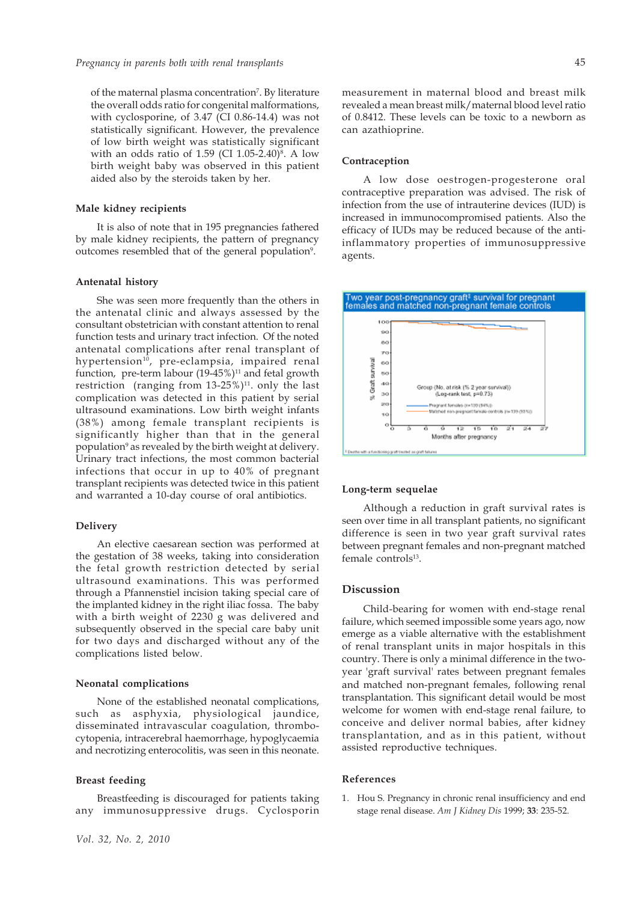of the maternal plasma concentration[7]. By literature the overall odds ratio for congenital malformations, with cyclosporine, of 3.47 (CI 0.86-14.4) was not statistically significant. However, the prevalence of low birth weight was statistically significant with an odds ratio of 1.59 (CI 1.05-2.40)[8]. A low birth weight baby was observed in this patient aided also by the steroids taken by her.

### Male kidney recipients

It is also of note that in 195 pregnancies fathered by male kidney recipients, the pattern of pregnancy outcomes resembled that of the general population[9].

### Antenatal history

She was seen more frequently than the others in the antenatal clinic and always assessed by the consultant obstetrician with constant attention to renal function tests and urinary tract infection. Of the noted antenatal complications after renal transplant of hypertension[10], pre-eclampsia, impaired renal function, pre-term labour (19-45%)[11] and fetal growth restriction (ranging from 13-25%)[11]. only the last complication was detected in this patient by serial ultrasound examinations. Low birth weight infants (38%) among female transplant recipients is significantly higher than that in the general population[9] as revealed by the birth weight at delivery. Urinary tract infections, the most common bacterial infections that occur in up to 40% of pregnant transplant recipients was detected twice in this patient and warranted a 10-day course of oral antibiotics.

### Delivery

An elective caesarean section was performed at the gestation of 38 weeks, taking into consideration the fetal growth restriction detected by serial ultrasound examinations. This was performed through a Pfannenstiel incision taking special care of the implanted kidney in the right iliac fossa. The baby with a birth weight of 2230 g was delivered and subsequently observed in the special care baby unit for two days and discharged without any of the complications listed below.

### Neonatal complications

None of the established neonatal complications, such as asphyxia, physiological jaundice, disseminated intravascular coagulation, thrombocytopenia, intracerebral haemorrhage, hypoglycaemia and necrotizing enterocolitis, was seen in this neonate.

### Breast feeding

Breastfeeding is discouraged for patients taking any immunosuppressive drugs. Cyclosporin measurement in maternal blood and breast milk revealed a mean breast milk/maternal blood level ratio of 0.8412. These levels can be toxic to a newborn as can azathioprine.

### Contraception

A low dose oestrogen-progesterone oral contraceptive preparation was advised. The risk of infection from the use of intrauterine devices (IUD) is increased in immunocompromised patients. Also the efficacy of IUDs may be reduced because of the anti-inflammatory properties of immunosuppressive agents.

Two year post-pregnancy graft[‡] survival for pregnant females and matched non-pregnant female controls

Group (No. at risk (% 2 year survival)) (Log-rank test, p=0.73)

Pregnant females (n=130 (94%))

Matched non-pregnant female controls (n=139 (93%))

% Graft survival

Months after pregnancy

‡ Deaths with a functioning graft treated as graft failures

### Long-term sequelae

Although a reduction in graft survival rates is seen over time in all transplant patients, no significant difference is seen in two year graft survival rates between pregnant females and non-pregnant matched female controls[13].

## Discussion

Child-bearing for women with end-stage renal failure, which seemed impossible some years ago, now emerge as a viable alternative with the establishment of renal transplant units in major hospitals in this country. There is only a minimal difference in the two-year 'graft survival' rates between pregnant females and matched non-pregnant females, following renal transplantation. This significant detail would be most welcome for women with end-stage renal failure, to conceive and deliver normal babies, after kidney transplantation, and as in this patient, without assisted reproductive techniques.

## References

1. Hou S. Pregnancy in chronic renal insufficiency and end stage renal disease. *Am J Kidney Dis* 1999; **33**: 235-52.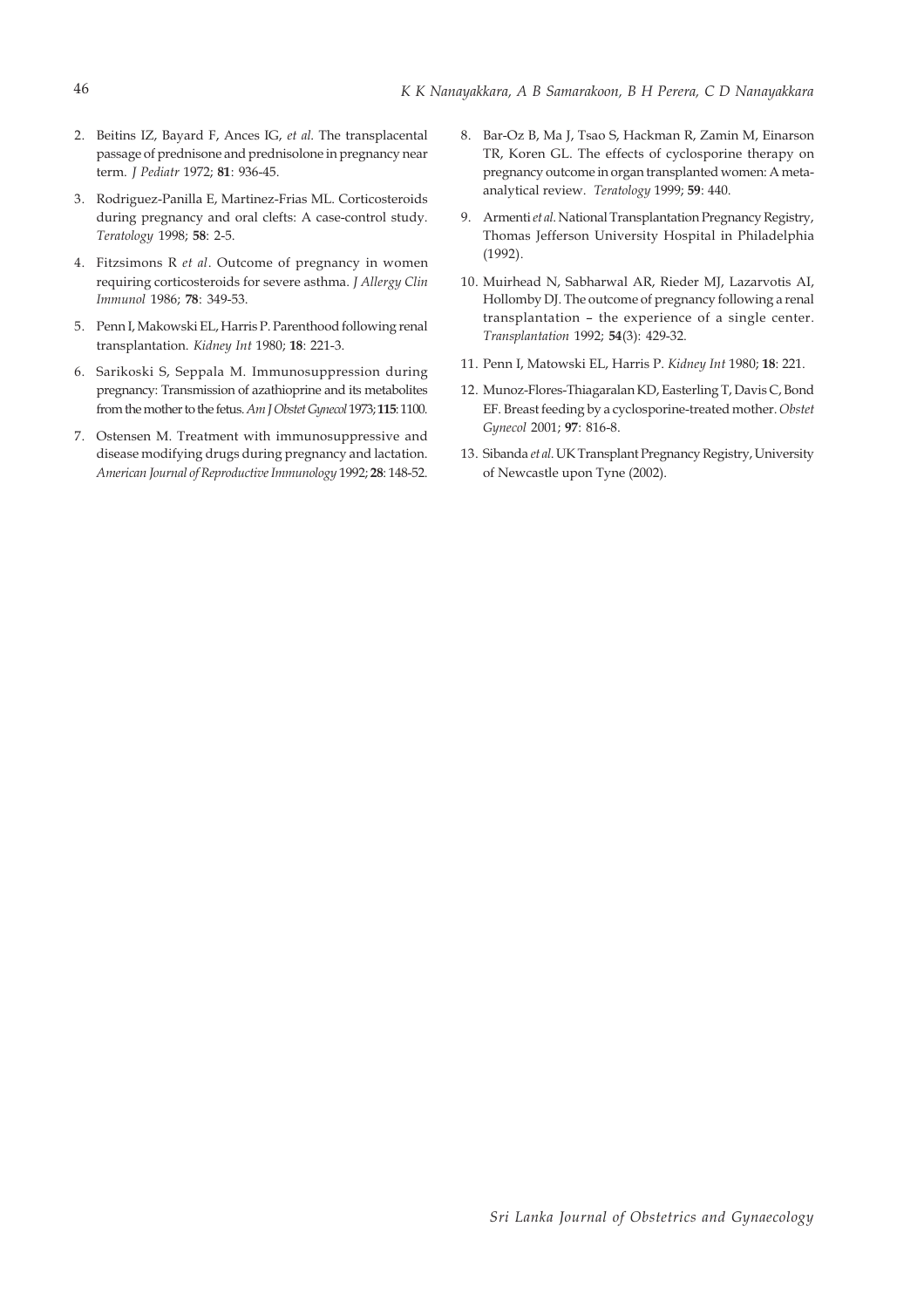2. Beitins IZ, Bayard F, Ances IG, *et al.* The transplacental passage of prednisone and prednisolone in pregnancy near term. *J Pediatr* 1972; **81**: 936-45.

3. Rodriguez-Panilla E, Martinez-Frias ML. Corticosteroids during pregnancy and oral clefts: A case-control study. *Teratology* 1998; **58**: 2-5.

4. Fitzsimons R *et al*. Outcome of pregnancy in women requiring corticosteroids for severe asthma. *J Allergy Clin Immunol* 1986; **78**: 349-53.

5. Penn I, Makowski EL, Harris P. Parenthood following renal transplantation. *Kidney Int* 1980; **18**: 221-3.

6. Sarikoski S, Seppala M. Immunosuppression during pregnancy: Transmission of azathioprine and its metabolites from the mother to the fetus. *Am J Obstet Gynecol* 1973; **115**: 1100.

7. Ostensen M. Treatment with immunosuppressive and disease modifying drugs during pregnancy and lactation. *American Journal of Reproductive Immunology* 1992; **28**: 148-52.

8. Bar-Oz B, Ma J, Tsao S, Hackman R, Zamin M, Einarson TR, Koren GL. The effects of cyclosporine therapy on pregnancy outcome in organ transplanted women: A meta-analytical review. *Teratology* 1999; **59**: 440.

9. Armenti *et al*. National Transplantation Pregnancy Registry, Thomas Jefferson University Hospital in Philadelphia (1992).

10. Muirhead N, Sabharwal AR, Rieder MJ, Lazarvotis AI, Hollomby DJ. The outcome of pregnancy following a renal transplantation – the experience of a single center. *Transplantation* 1992; **54**(3): 429-32.

11. Penn I, Matowski EL, Harris P. *Kidney Int* 1980; **18**: 221.

12. Munoz-Flores-Thiagaralan KD, Easterling T, Davis C, Bond EF. Breast feeding by a cyclosporine-treated mother. *Obstet Gynecol* 2001; **97**: 816-8.

13. Sibanda *et al*. UK Transplant Pregnancy Registry, University of Newcastle upon Tyne (2002).